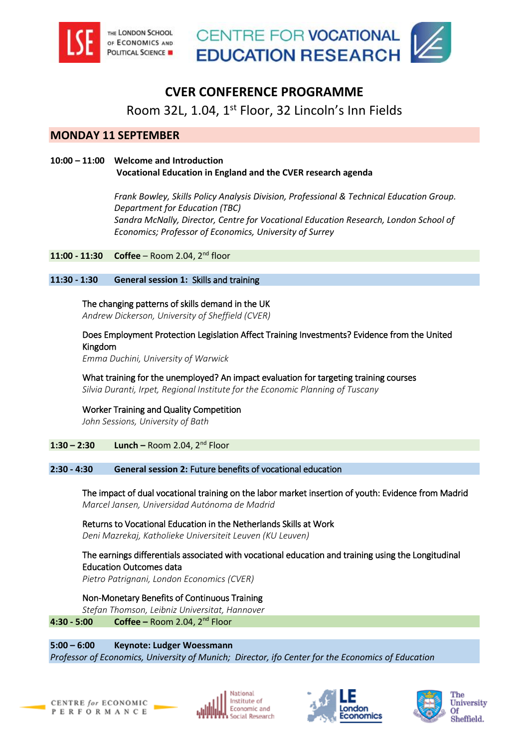# CVER CONFERENCE PROGRAMME

Room 32L, 1.04, 1st Floor, 32 Lincoln's Inn Fields

## MONDAY 11 SEPTEMBER

**10:00 – 11:00 Welcome and Introduction**
**Vocational Education in England and the CVER research agenda**

*Frank Bowley, Skills Policy Analysis Division, Professional & Technical Education Group. Department for Education (TBC)*
*Sandra McNally, Director, Centre for Vocational Education Research, London School of Economics; Professor of Economics, University of Surrey*

**11:00 - 11:30 Coffee** – Room 2.04, 2nd floor

**11:30 - 1:30 General session 1:** Skills and training

The changing patterns of skills demand in the UK
*Andrew Dickerson, University of Sheffield (CVER)*

Does Employment Protection Legislation Affect Training Investments? Evidence from the United Kingdom
*Emma Duchini, University of Warwick*

What training for the unemployed? An impact evaluation for targeting training courses
*Silvia Duranti, Irpet, Regional Institute for the Economic Planning of Tuscany*

Worker Training and Quality Competition
*John Sessions, University of Bath*

**1:30 – 2:30 Lunch –** Room 2.04, 2nd Floor

**2:30 - 4:30 General session 2:** Future benefits of vocational education

The impact of dual vocational training on the labor market insertion of youth: Evidence from Madrid
*Marcel Jansen, Universidad Autónoma de Madrid*

Returns to Vocational Education in the Netherlands Skills at Work
*Deni Mazrekaj, Katholieke Universiteit Leuven (KU Leuven)*

The earnings differentials associated with vocational education and training using the Longitudinal Education Outcomes data
*Pietro Patrignani, London Economics (CVER)*

Non-Monetary Benefits of Continuous Training
*Stefan Thomson, Leibniz Universitat, Hannover*

**4:30 - 5:00 Coffee –** Room 2.04, 2nd Floor

**5:00 – 6:00 Keynote: Ludger Woessmann**
*Professor of Economics, University of Munich; Director, ifo Center for the Economics of Education*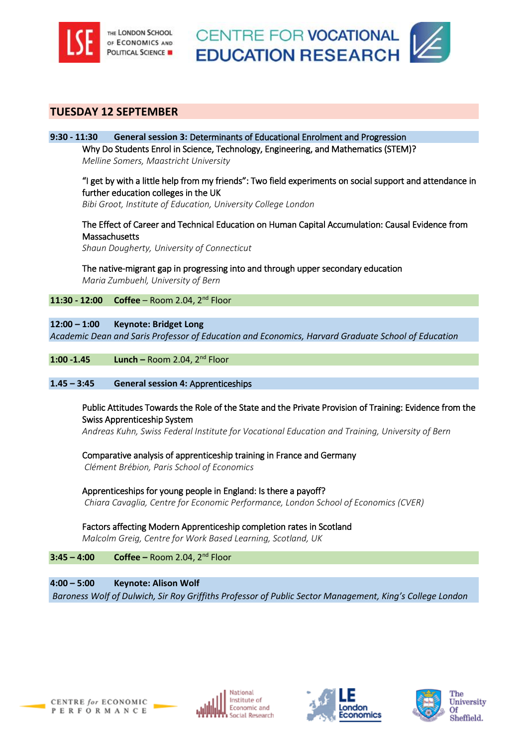## TUESDAY 12 SEPTEMBER

**9:30 - 11:30** **General session 3:** Determinants of Educational Enrolment and Progression

Why Do Students Enrol in Science, Technology, Engineering, and Mathematics (STEM)?
*Melline Somers, Maastricht University*

"I get by with a little help from my friends": Two field experiments on social support and attendance in further education colleges in the UK
*Bibi Groot, Institute of Education, University College London*

The Effect of Career and Technical Education on Human Capital Accumulation: Causal Evidence from Massachusetts
*Shaun Dougherty, University of Connecticut*

The native-migrant gap in progressing into and through upper secondary education
*Maria Zumbuehl, University of Bern*

**11:30 - 12:00** **Coffee** – Room 2.04, 2nd Floor

**12:00 – 1:00** **Keynote: Bridget Long**
*Academic Dean and Saris Professor of Education and Economics, Harvard Graduate School of Education*

**1:00 -1.45** **Lunch** – Room 2.04, 2nd Floor

**1.45 – 3:45** **General session 4:** Apprenticeships

Public Attitudes Towards the Role of the State and the Private Provision of Training: Evidence from the Swiss Apprenticeship System
*Andreas Kuhn, Swiss Federal Institute for Vocational Education and Training, University of Bern*

Comparative analysis of apprenticeship training in France and Germany
*Clément Brébion, Paris School of Economics*

Apprenticeships for young people in England: Is there a payoff?
*Chiara Cavaglia, Centre for Economic Performance, London School of Economics (CVER)*

Factors affecting Modern Apprenticeship completion rates in Scotland
*Malcolm Greig, Centre for Work Based Learning, Scotland, UK*

**3:45 – 4:00** **Coffee** – Room 2.04, 2nd Floor

**4:00 – 5:00** **Keynote: Alison Wolf**
*Baroness Wolf of Dulwich, Sir Roy Griffiths Professor of Public Sector Management, King's College London*